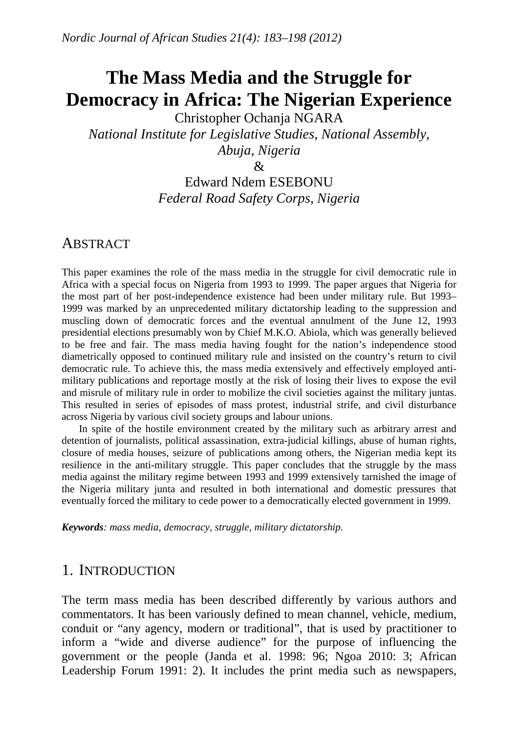# The Mass Media and the Struggle for Democracy in Africa: The Nigerian Experience

Christopher Ochanja NGARA
*National Institute for Legislative Studies, National Assembly, Abuja, Nigeria*
&
Edward Ndem ESEBONU
*Federal Road Safety Corps, Nigeria*

## ABSTRACT

This paper examines the role of the mass media in the struggle for civil democratic rule in Africa with a special focus on Nigeria from 1993 to 1999. The paper argues that Nigeria for the most part of her post-independence existence had been under military rule. But 1993–1999 was marked by an unprecedented military dictatorship leading to the suppression and muscling down of democratic forces and the eventual annulment of the June 12, 1993 presidential elections presumably won by Chief M.K.O. Abiola, which was generally believed to be free and fair. The mass media having fought for the nation's independence stood diametrically opposed to continued military rule and insisted on the country's return to civil democratic rule. To achieve this, the mass media extensively and effectively employed anti-military publications and reportage mostly at the risk of losing their lives to expose the evil and misrule of military rule in order to mobilize the civil societies against the military juntas. This resulted in series of episodes of mass protest, industrial strife, and civil disturbance across Nigeria by various civil society groups and labour unions.

In spite of the hostile environment created by the military such as arbitrary arrest and detention of journalists, political assassination, extra-judicial killings, abuse of human rights, closure of media houses, seizure of publications among others, the Nigerian media kept its resilience in the anti-military struggle. This paper concludes that the struggle by the mass media against the military regime between 1993 and 1999 extensively tarnished the image of the Nigeria military junta and resulted in both international and domestic pressures that eventually forced the military to cede power to a democratically elected government in 1999.

***Keywords**: mass media, democracy, struggle, military dictatorship.*

## 1. INTRODUCTION

The term mass media has been described differently by various authors and commentators. It has been variously defined to mean channel, vehicle, medium, conduit or "any agency, modern or traditional", that is used by practitioner to inform a "wide and diverse audience" for the purpose of influencing the government or the people (Janda et al. 1998: 96; Ngoa 2010: 3; African Leadership Forum 1991: 2). It includes the print media such as newspapers,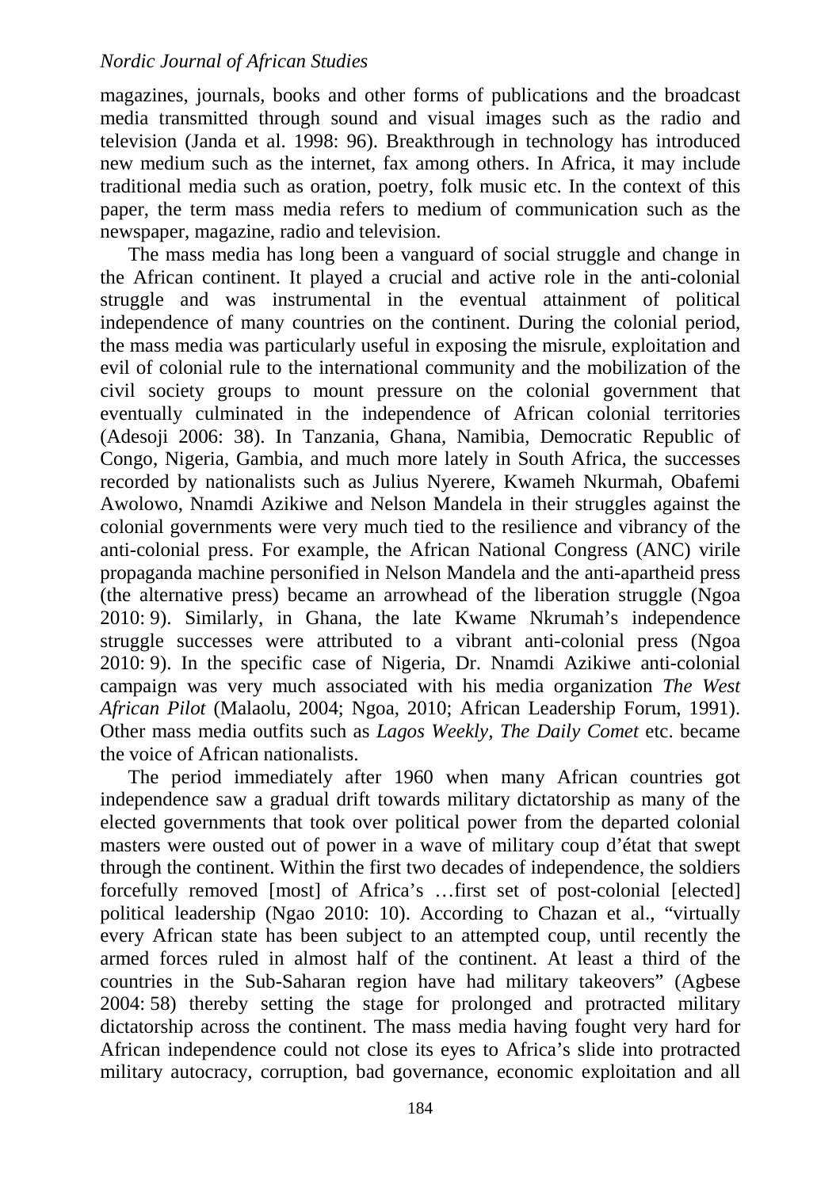magazines, journals, books and other forms of publications and the broadcast media transmitted through sound and visual images such as the radio and television (Janda et al. 1998: 96). Breakthrough in technology has introduced new medium such as the internet, fax among others. In Africa, it may include traditional media such as oration, poetry, folk music etc. In the context of this paper, the term mass media refers to medium of communication such as the newspaper, magazine, radio and television.

The mass media has long been a vanguard of social struggle and change in the African continent. It played a crucial and active role in the anti-colonial struggle and was instrumental in the eventual attainment of political independence of many countries on the continent. During the colonial period, the mass media was particularly useful in exposing the misrule, exploitation and evil of colonial rule to the international community and the mobilization of the civil society groups to mount pressure on the colonial government that eventually culminated in the independence of African colonial territories (Adesoji 2006: 38). In Tanzania, Ghana, Namibia, Democratic Republic of Congo, Nigeria, Gambia, and much more lately in South Africa, the successes recorded by nationalists such as Julius Nyerere, Kwameh Nkurmah, Obafemi Awolowo, Nnamdi Azikiwe and Nelson Mandela in their struggles against the colonial governments were very much tied to the resilience and vibrancy of the anti-colonial press. For example, the African National Congress (ANC) virile propaganda machine personified in Nelson Mandela and the anti-apartheid press (the alternative press) became an arrowhead of the liberation struggle (Ngoa 2010: 9). Similarly, in Ghana, the late Kwame Nkrumah's independence struggle successes were attributed to a vibrant anti-colonial press (Ngoa 2010: 9). In the specific case of Nigeria, Dr. Nnamdi Azikiwe anti-colonial campaign was very much associated with his media organization *The West African Pilot* (Malaolu, 2004; Ngoa, 2010; African Leadership Forum, 1991). Other mass media outfits such as *Lagos Weekly, The Daily Comet* etc. became the voice of African nationalists.

The period immediately after 1960 when many African countries got independence saw a gradual drift towards military dictatorship as many of the elected governments that took over political power from the departed colonial masters were ousted out of power in a wave of military coup d'état that swept through the continent. Within the first two decades of independence, the soldiers forcefully removed [most] of Africa's …first set of post-colonial [elected] political leadership (Ngao 2010: 10). According to Chazan et al., "virtually every African state has been subject to an attempted coup, until recently the armed forces ruled in almost half of the continent. At least a third of the countries in the Sub-Saharan region have had military takeovers" (Agbese 2004: 58) thereby setting the stage for prolonged and protracted military dictatorship across the continent. The mass media having fought very hard for African independence could not close its eyes to Africa's slide into protracted military autocracy, corruption, bad governance, economic exploitation and all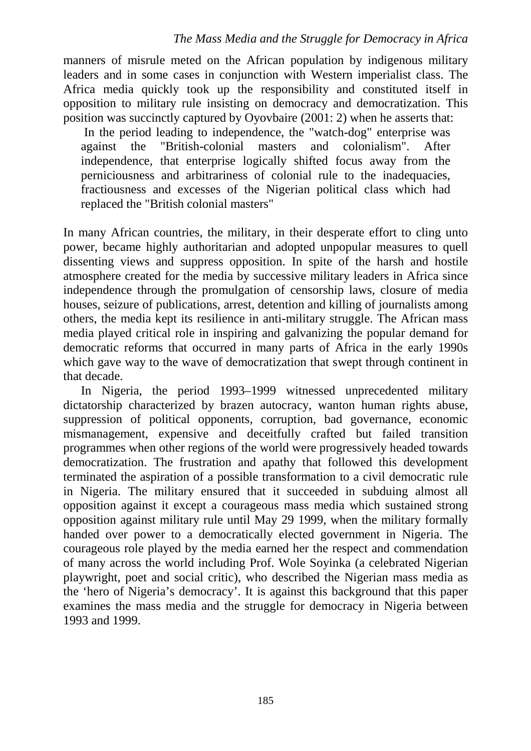manners of misrule meted on the African population by indigenous military leaders and in some cases in conjunction with Western imperialist class. The Africa media quickly took up the responsibility and constituted itself in opposition to military rule insisting on democracy and democratization. This position was succinctly captured by Oyovbaire (2001: 2) when he asserts that:

> In the period leading to independence, the "watch-dog" enterprise was against the "British-colonial masters and colonialism". After independence, that enterprise logically shifted focus away from the perniciousness and arbitrariness of colonial rule to the inadequacies, fractiousness and excesses of the Nigerian political class which had replaced the "British colonial masters"

In many African countries, the military, in their desperate effort to cling unto power, became highly authoritarian and adopted unpopular measures to quell dissenting views and suppress opposition. In spite of the harsh and hostile atmosphere created for the media by successive military leaders in Africa since independence through the promulgation of censorship laws, closure of media houses, seizure of publications, arrest, detention and killing of journalists among others, the media kept its resilience in anti-military struggle. The African mass media played critical role in inspiring and galvanizing the popular demand for democratic reforms that occurred in many parts of Africa in the early 1990s which gave way to the wave of democratization that swept through continent in that decade.

In Nigeria, the period 1993–1999 witnessed unprecedented military dictatorship characterized by brazen autocracy, wanton human rights abuse, suppression of political opponents, corruption, bad governance, economic mismanagement, expensive and deceitfully crafted but failed transition programmes when other regions of the world were progressively headed towards democratization. The frustration and apathy that followed this development terminated the aspiration of a possible transformation to a civil democratic rule in Nigeria. The military ensured that it succeeded in subduing almost all opposition against it except a courageous mass media which sustained strong opposition against military rule until May 29 1999, when the military formally handed over power to a democratically elected government in Nigeria. The courageous role played by the media earned her the respect and commendation of many across the world including Prof. Wole Soyinka (a celebrated Nigerian playwright, poet and social critic), who described the Nigerian mass media as the 'hero of Nigeria's democracy'. It is against this background that this paper examines the mass media and the struggle for democracy in Nigeria between 1993 and 1999.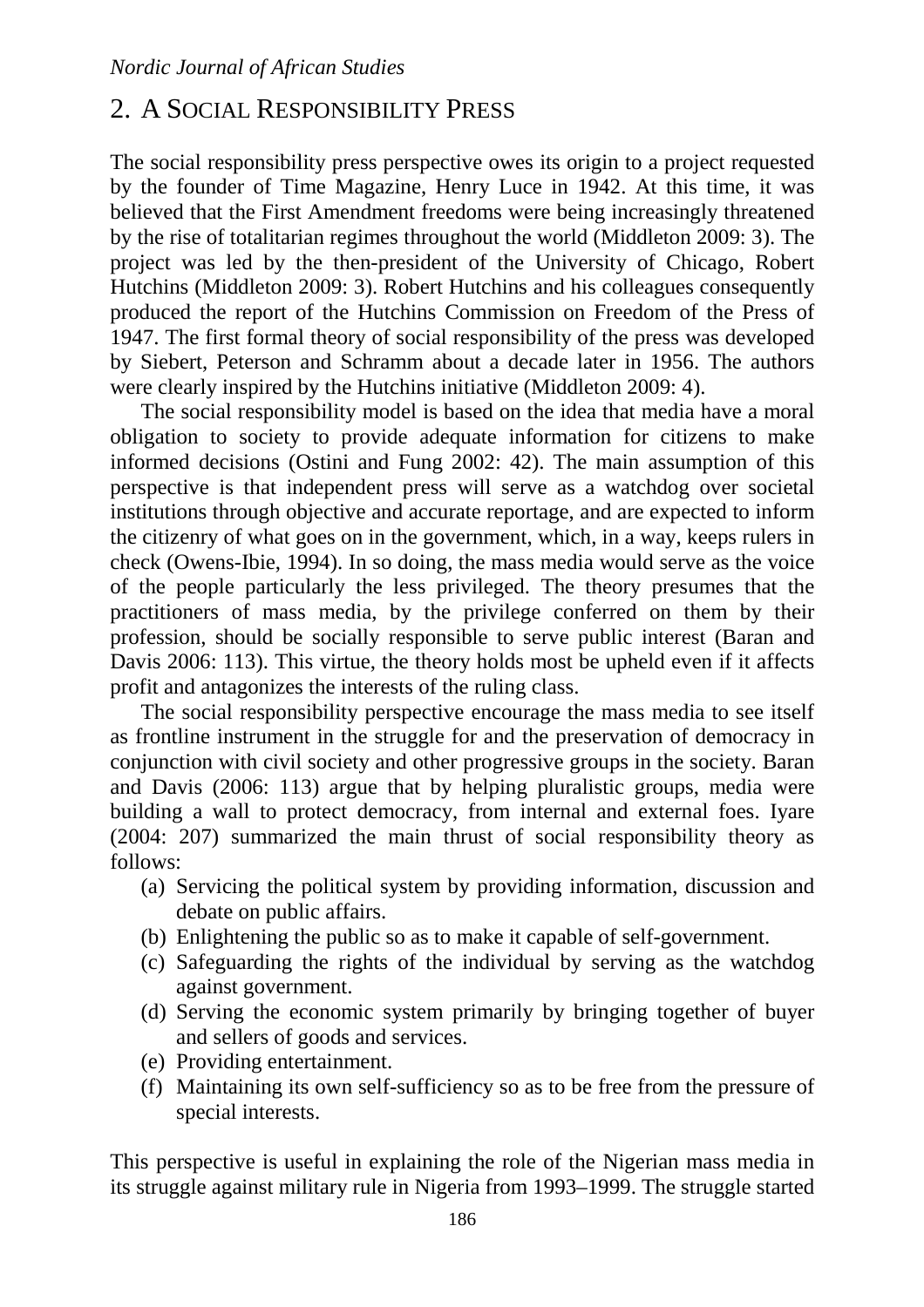## 2. A SOCIAL RESPONSIBILITY PRESS

The social responsibility press perspective owes its origin to a project requested by the founder of Time Magazine, Henry Luce in 1942. At this time, it was believed that the First Amendment freedoms were being increasingly threatened by the rise of totalitarian regimes throughout the world (Middleton 2009: 3). The project was led by the then-president of the University of Chicago, Robert Hutchins (Middleton 2009: 3). Robert Hutchins and his colleagues consequently produced the report of the Hutchins Commission on Freedom of the Press of 1947. The first formal theory of social responsibility of the press was developed by Siebert, Peterson and Schramm about a decade later in 1956. The authors were clearly inspired by the Hutchins initiative (Middleton 2009: 4).

The social responsibility model is based on the idea that media have a moral obligation to society to provide adequate information for citizens to make informed decisions (Ostini and Fung 2002: 42). The main assumption of this perspective is that independent press will serve as a watchdog over societal institutions through objective and accurate reportage, and are expected to inform the citizenry of what goes on in the government, which, in a way, keeps rulers in check (Owens-Ibie, 1994). In so doing, the mass media would serve as the voice of the people particularly the less privileged. The theory presumes that the practitioners of mass media, by the privilege conferred on them by their profession, should be socially responsible to serve public interest (Baran and Davis 2006: 113). This virtue, the theory holds most be upheld even if it affects profit and antagonizes the interests of the ruling class.

The social responsibility perspective encourage the mass media to see itself as frontline instrument in the struggle for and the preservation of democracy in conjunction with civil society and other progressive groups in the society. Baran and Davis (2006: 113) argue that by helping pluralistic groups, media were building a wall to protect democracy, from internal and external foes. Iyare (2004: 207) summarized the main thrust of social responsibility theory as follows:

(a) Servicing the political system by providing information, discussion and debate on public affairs.
(b) Enlightening the public so as to make it capable of self-government.
(c) Safeguarding the rights of the individual by serving as the watchdog against government.
(d) Serving the economic system primarily by bringing together of buyer and sellers of goods and services.
(e) Providing entertainment.
(f) Maintaining its own self-sufficiency so as to be free from the pressure of special interests.

This perspective is useful in explaining the role of the Nigerian mass media in its struggle against military rule in Nigeria from 1993–1999. The struggle started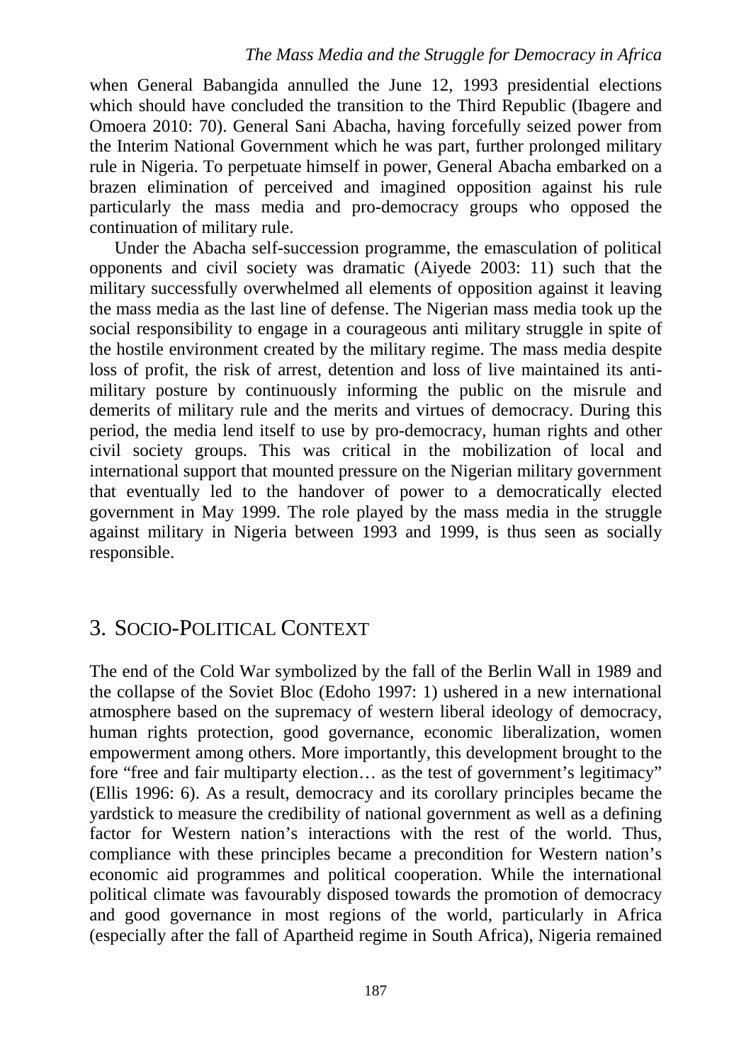when General Babangida annulled the June 12, 1993 presidential elections which should have concluded the transition to the Third Republic (Ibagere and Omoera 2010: 70). General Sani Abacha, having forcefully seized power from the Interim National Government which he was part, further prolonged military rule in Nigeria. To perpetuate himself in power, General Abacha embarked on a brazen elimination of perceived and imagined opposition against his rule particularly the mass media and pro-democracy groups who opposed the continuation of military rule.

Under the Abacha self-succession programme, the emasculation of political opponents and civil society was dramatic (Aiyede 2003: 11) such that the military successfully overwhelmed all elements of opposition against it leaving the mass media as the last line of defense. The Nigerian mass media took up the social responsibility to engage in a courageous anti military struggle in spite of the hostile environment created by the military regime. The mass media despite loss of profit, the risk of arrest, detention and loss of live maintained its anti-military posture by continuously informing the public on the misrule and demerits of military rule and the merits and virtues of democracy. During this period, the media lend itself to use by pro-democracy, human rights and other civil society groups. This was critical in the mobilization of local and international support that mounted pressure on the Nigerian military government that eventually led to the handover of power to a democratically elected government in May 1999. The role played by the mass media in the struggle against military in Nigeria between 1993 and 1999, is thus seen as socially responsible.

## 3. Socio-Political Context

The end of the Cold War symbolized by the fall of the Berlin Wall in 1989 and the collapse of the Soviet Bloc (Edoho 1997: 1) ushered in a new international atmosphere based on the supremacy of western liberal ideology of democracy, human rights protection, good governance, economic liberalization, women empowerment among others. More importantly, this development brought to the fore "free and fair multiparty election… as the test of government's legitimacy" (Ellis 1996: 6). As a result, democracy and its corollary principles became the yardstick to measure the credibility of national government as well as a defining factor for Western nation's interactions with the rest of the world. Thus, compliance with these principles became a precondition for Western nation's economic aid programmes and political cooperation. While the international political climate was favourably disposed towards the promotion of democracy and good governance in most regions of the world, particularly in Africa (especially after the fall of Apartheid regime in South Africa), Nigeria remained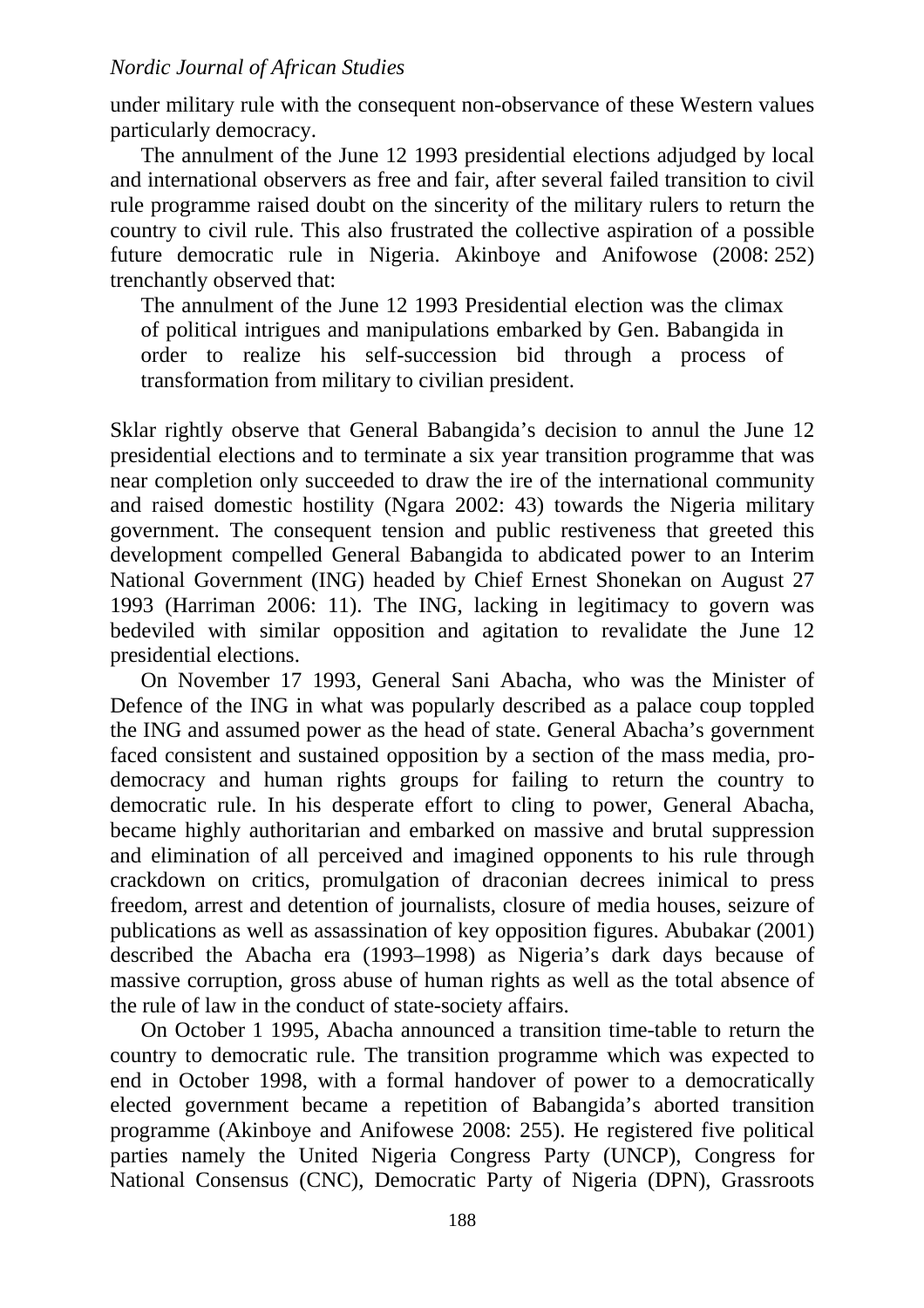under military rule with the consequent non-observance of these Western values particularly democracy.

The annulment of the June 12 1993 presidential elections adjudged by local and international observers as free and fair, after several failed transition to civil rule programme raised doubt on the sincerity of the military rulers to return the country to civil rule. This also frustrated the collective aspiration of a possible future democratic rule in Nigeria. Akinboye and Anifowose (2008: 252) trenchantly observed that:

> The annulment of the June 12 1993 Presidential election was the climax of political intrigues and manipulations embarked by Gen. Babangida in order to realize his self-succession bid through a process of transformation from military to civilian president.

Sklar rightly observe that General Babangida's decision to annul the June 12 presidential elections and to terminate a six year transition programme that was near completion only succeeded to draw the ire of the international community and raised domestic hostility (Ngara 2002: 43) towards the Nigeria military government. The consequent tension and public restiveness that greeted this development compelled General Babangida to abdicated power to an Interim National Government (ING) headed by Chief Ernest Shonekan on August 27 1993 (Harriman 2006: 11). The ING, lacking in legitimacy to govern was bedeviled with similar opposition and agitation to revalidate the June 12 presidential elections.

On November 17 1993, General Sani Abacha, who was the Minister of Defence of the ING in what was popularly described as a palace coup toppled the ING and assumed power as the head of state. General Abacha's government faced consistent and sustained opposition by a section of the mass media, pro-democracy and human rights groups for failing to return the country to democratic rule. In his desperate effort to cling to power, General Abacha, became highly authoritarian and embarked on massive and brutal suppression and elimination of all perceived and imagined opponents to his rule through crackdown on critics, promulgation of draconian decrees inimical to press freedom, arrest and detention of journalists, closure of media houses, seizure of publications as well as assassination of key opposition figures. Abubakar (2001) described the Abacha era (1993–1998) as Nigeria's dark days because of massive corruption, gross abuse of human rights as well as the total absence of the rule of law in the conduct of state-society affairs.

On October 1 1995, Abacha announced a transition time-table to return the country to democratic rule. The transition programme which was expected to end in October 1998, with a formal handover of power to a democratically elected government became a repetition of Babangida's aborted transition programme (Akinboye and Anifowese 2008: 255). He registered five political parties namely the United Nigeria Congress Party (UNCP), Congress for National Consensus (CNC), Democratic Party of Nigeria (DPN), Grassroots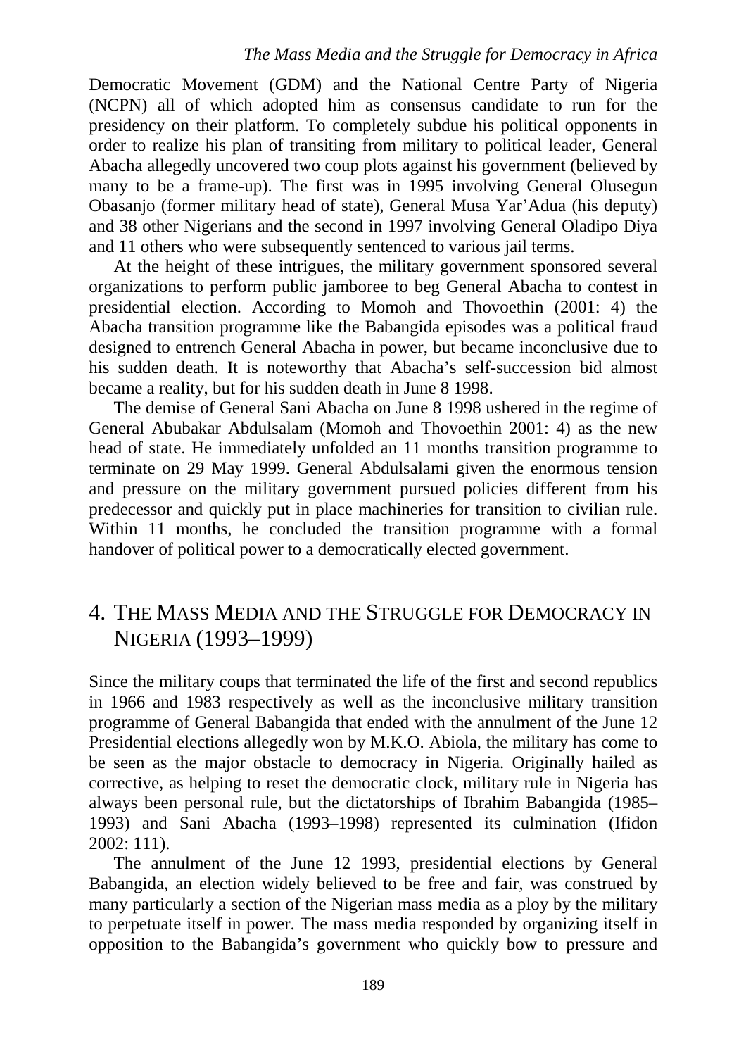Democratic Movement (GDM) and the National Centre Party of Nigeria (NCPN) all of which adopted him as consensus candidate to run for the presidency on their platform. To completely subdue his political opponents in order to realize his plan of transiting from military to political leader, General Abacha allegedly uncovered two coup plots against his government (believed by many to be a frame-up). The first was in 1995 involving General Olusegun Obasanjo (former military head of state), General Musa Yar'Adua (his deputy) and 38 other Nigerians and the second in 1997 involving General Oladipo Diya and 11 others who were subsequently sentenced to various jail terms.

At the height of these intrigues, the military government sponsored several organizations to perform public jamboree to beg General Abacha to contest in presidential election. According to Momoh and Thovoethin (2001: 4) the Abacha transition programme like the Babangida episodes was a political fraud designed to entrench General Abacha in power, but became inconclusive due to his sudden death. It is noteworthy that Abacha's self-succession bid almost became a reality, but for his sudden death in June 8 1998.

The demise of General Sani Abacha on June 8 1998 ushered in the regime of General Abubakar Abdulsalam (Momoh and Thovoethin 2001: 4) as the new head of state. He immediately unfolded an 11 months transition programme to terminate on 29 May 1999. General Abdulsalami given the enormous tension and pressure on the military government pursued policies different from his predecessor and quickly put in place machineries for transition to civilian rule. Within 11 months, he concluded the transition programme with a formal handover of political power to a democratically elected government.

## 4. The Mass Media and the Struggle for Democracy in Nigeria (1993–1999)

Since the military coups that terminated the life of the first and second republics in 1966 and 1983 respectively as well as the inconclusive military transition programme of General Babangida that ended with the annulment of the June 12 Presidential elections allegedly won by M.K.O. Abiola, the military has come to be seen as the major obstacle to democracy in Nigeria. Originally hailed as corrective, as helping to reset the democratic clock, military rule in Nigeria has always been personal rule, but the dictatorships of Ibrahim Babangida (1985–1993) and Sani Abacha (1993–1998) represented its culmination (Ifidon 2002: 111).

The annulment of the June 12 1993, presidential elections by General Babangida, an election widely believed to be free and fair, was construed by many particularly a section of the Nigerian mass media as a ploy by the military to perpetuate itself in power. The mass media responded by organizing itself in opposition to the Babangida's government who quickly bow to pressure and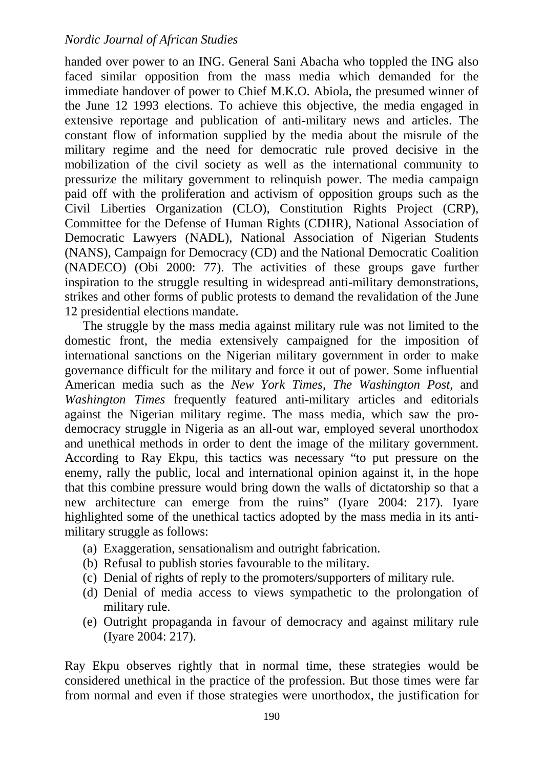handed over power to an ING. General Sani Abacha who toppled the ING also faced similar opposition from the mass media which demanded for the immediate handover of power to Chief M.K.O. Abiola, the presumed winner of the June 12 1993 elections. To achieve this objective, the media engaged in extensive reportage and publication of anti-military news and articles. The constant flow of information supplied by the media about the misrule of the military regime and the need for democratic rule proved decisive in the mobilization of the civil society as well as the international community to pressurize the military government to relinquish power. The media campaign paid off with the proliferation and activism of opposition groups such as the Civil Liberties Organization (CLO), Constitution Rights Project (CRP), Committee for the Defense of Human Rights (CDHR), National Association of Democratic Lawyers (NADL), National Association of Nigerian Students (NANS), Campaign for Democracy (CD) and the National Democratic Coalition (NADECO) (Obi 2000: 77). The activities of these groups gave further inspiration to the struggle resulting in widespread anti-military demonstrations, strikes and other forms of public protests to demand the revalidation of the June 12 presidential elections mandate.

The struggle by the mass media against military rule was not limited to the domestic front, the media extensively campaigned for the imposition of international sanctions on the Nigerian military government in order to make governance difficult for the military and force it out of power. Some influential American media such as the *New York Times*, *The Washington Post*, and *Washington Times* frequently featured anti-military articles and editorials against the Nigerian military regime. The mass media, which saw the pro-democracy struggle in Nigeria as an all-out war, employed several unorthodox and unethical methods in order to dent the image of the military government. According to Ray Ekpu, this tactics was necessary "to put pressure on the enemy, rally the public, local and international opinion against it, in the hope that this combine pressure would bring down the walls of dictatorship so that a new architecture can emerge from the ruins" (Iyare 2004: 217). Iyare highlighted some of the unethical tactics adopted by the mass media in its anti-military struggle as follows:

(a) Exaggeration, sensationalism and outright fabrication.
(b) Refusal to publish stories favourable to the military.
(c) Denial of rights of reply to the promoters/supporters of military rule.
(d) Denial of media access to views sympathetic to the prolongation of military rule.
(e) Outright propaganda in favour of democracy and against military rule (Iyare 2004: 217).

Ray Ekpu observes rightly that in normal time, these strategies would be considered unethical in the practice of the profession. But those times were far from normal and even if those strategies were unorthodox, the justification for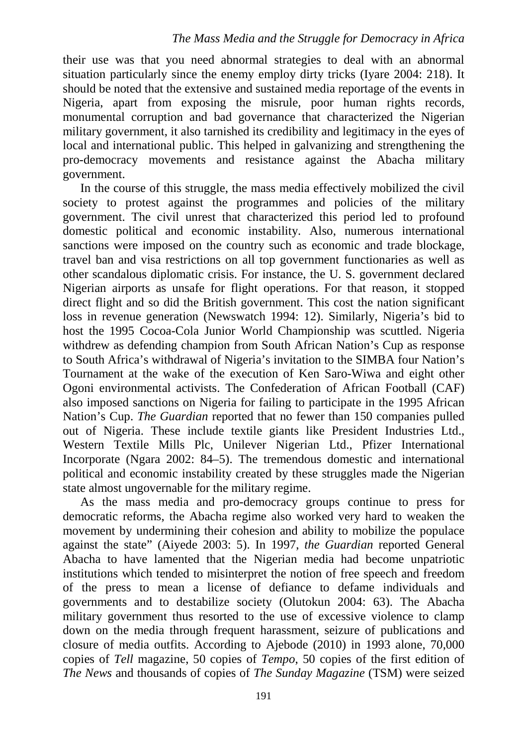their use was that you need abnormal strategies to deal with an abnormal situation particularly since the enemy employ dirty tricks (Iyare 2004: 218). It should be noted that the extensive and sustained media reportage of the events in Nigeria, apart from exposing the misrule, poor human rights records, monumental corruption and bad governance that characterized the Nigerian military government, it also tarnished its credibility and legitimacy in the eyes of local and international public. This helped in galvanizing and strengthening the pro-democracy movements and resistance against the Abacha military government.

In the course of this struggle, the mass media effectively mobilized the civil society to protest against the programmes and policies of the military government. The civil unrest that characterized this period led to profound domestic political and economic instability. Also, numerous international sanctions were imposed on the country such as economic and trade blockage, travel ban and visa restrictions on all top government functionaries as well as other scandalous diplomatic crisis. For instance, the U. S. government declared Nigerian airports as unsafe for flight operations. For that reason, it stopped direct flight and so did the British government. This cost the nation significant loss in revenue generation (Newswatch 1994: 12). Similarly, Nigeria's bid to host the 1995 Cocoa-Cola Junior World Championship was scuttled. Nigeria withdrew as defending champion from South African Nation's Cup as response to South Africa's withdrawal of Nigeria's invitation to the SIMBA four Nation's Tournament at the wake of the execution of Ken Saro-Wiwa and eight other Ogoni environmental activists. The Confederation of African Football (CAF) also imposed sanctions on Nigeria for failing to participate in the 1995 African Nation's Cup. *The Guardian* reported that no fewer than 150 companies pulled out of Nigeria. These include textile giants like President Industries Ltd., Western Textile Mills Plc, Unilever Nigerian Ltd., Pfizer International Incorporate (Ngara 2002: 84–5). The tremendous domestic and international political and economic instability created by these struggles made the Nigerian state almost ungovernable for the military regime.

As the mass media and pro-democracy groups continue to press for democratic reforms, the Abacha regime also worked very hard to weaken the movement by undermining their cohesion and ability to mobilize the populace against the state" (Aiyede 2003: 5). In 1997, *the Guardian* reported General Abacha to have lamented that the Nigerian media had become unpatriotic institutions which tended to misinterpret the notion of free speech and freedom of the press to mean a license of defiance to defame individuals and governments and to destabilize society (Olutokun 2004: 63). The Abacha military government thus resorted to the use of excessive violence to clamp down on the media through frequent harassment, seizure of publications and closure of media outfits. According to Ajebode (2010) in 1993 alone, 70,000 copies of *Tell* magazine, 50 copies of *Tempo*, 50 copies of the first edition of *The News* and thousands of copies of *The Sunday Magazine* (TSM) were seized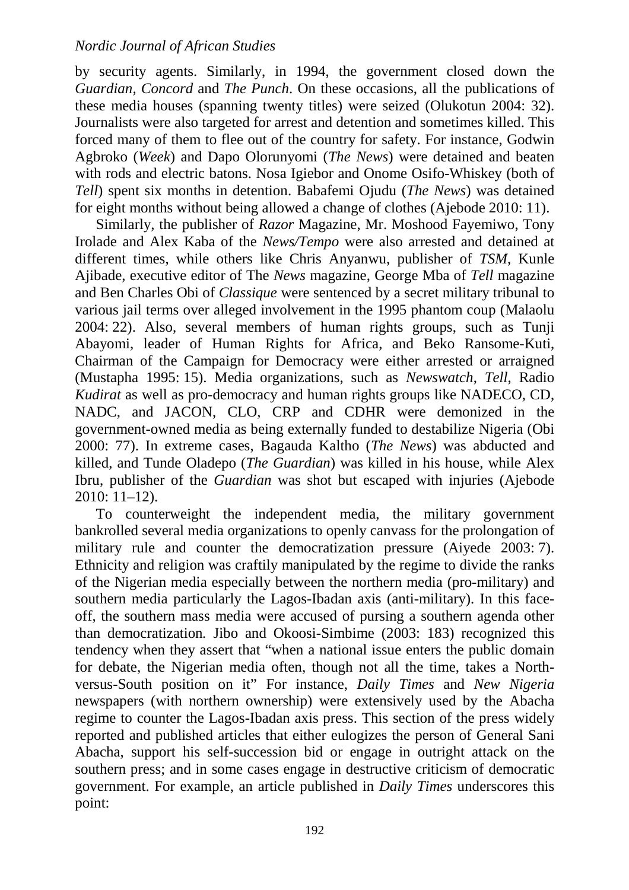by security agents. Similarly, in 1994, the government closed down the *Guardian*, *Concord* and *The Punch*. On these occasions, all the publications of these media houses (spanning twenty titles) were seized (Olukotun 2004: 32). Journalists were also targeted for arrest and detention and sometimes killed. This forced many of them to flee out of the country for safety. For instance, Godwin Agbroko (*Week*) and Dapo Olorunyomi (*The News*) were detained and beaten with rods and electric batons. Nosa Igiebor and Onome Osifo-Whiskey (both of *Tell*) spent six months in detention. Babafemi Ojudu (*The News*) was detained for eight months without being allowed a change of clothes (Ajebode 2010: 11).

Similarly, the publisher of *Razor* Magazine, Mr. Moshood Fayemiwo, Tony Irolade and Alex Kaba of the *News/Tempo* were also arrested and detained at different times, while others like Chris Anyanwu, publisher of *TSM*, Kunle Ajibade, executive editor of The *News* magazine, George Mba of *Tell* magazine and Ben Charles Obi of *Classique* were sentenced by a secret military tribunal to various jail terms over alleged involvement in the 1995 phantom coup (Malaolu 2004: 22). Also, several members of human rights groups, such as Tunji Abayomi, leader of Human Rights for Africa, and Beko Ransome-Kuti, Chairman of the Campaign for Democracy were either arrested or arraigned (Mustapha 1995: 15). Media organizations, such as *Newswatch*, *Tell*, Radio *Kudirat* as well as pro-democracy and human rights groups like NADECO, CD, NADC, and JACON, CLO, CRP and CDHR were demonized in the government-owned media as being externally funded to destabilize Nigeria (Obi 2000: 77). In extreme cases, Bagauda Kaltho (*The News*) was abducted and killed, and Tunde Oladepo (*The Guardian*) was killed in his house, while Alex Ibru, publisher of the *Guardian* was shot but escaped with injuries (Ajebode 2010: 11–12).

To counterweight the independent media, the military government bankrolled several media organizations to openly canvass for the prolongation of military rule and counter the democratization pressure (Aiyede 2003: 7). Ethnicity and religion was craftily manipulated by the regime to divide the ranks of the Nigerian media especially between the northern media (pro-military) and southern media particularly the Lagos-Ibadan axis (anti-military). In this face-off, the southern mass media were accused of pursing a southern agenda other than democratization*.* Jibo and Okoosi-Simbime (2003: 183) recognized this tendency when they assert that "when a national issue enters the public domain for debate, the Nigerian media often, though not all the time, takes a North-versus-South position on it" For instance, *Daily Times* and *New Nigeria* newspapers (with northern ownership) were extensively used by the Abacha regime to counter the Lagos-Ibadan axis press. This section of the press widely reported and published articles that either eulogizes the person of General Sani Abacha, support his self-succession bid or engage in outright attack on the southern press; and in some cases engage in destructive criticism of democratic government. For example, an article published in *Daily Times* underscores this point: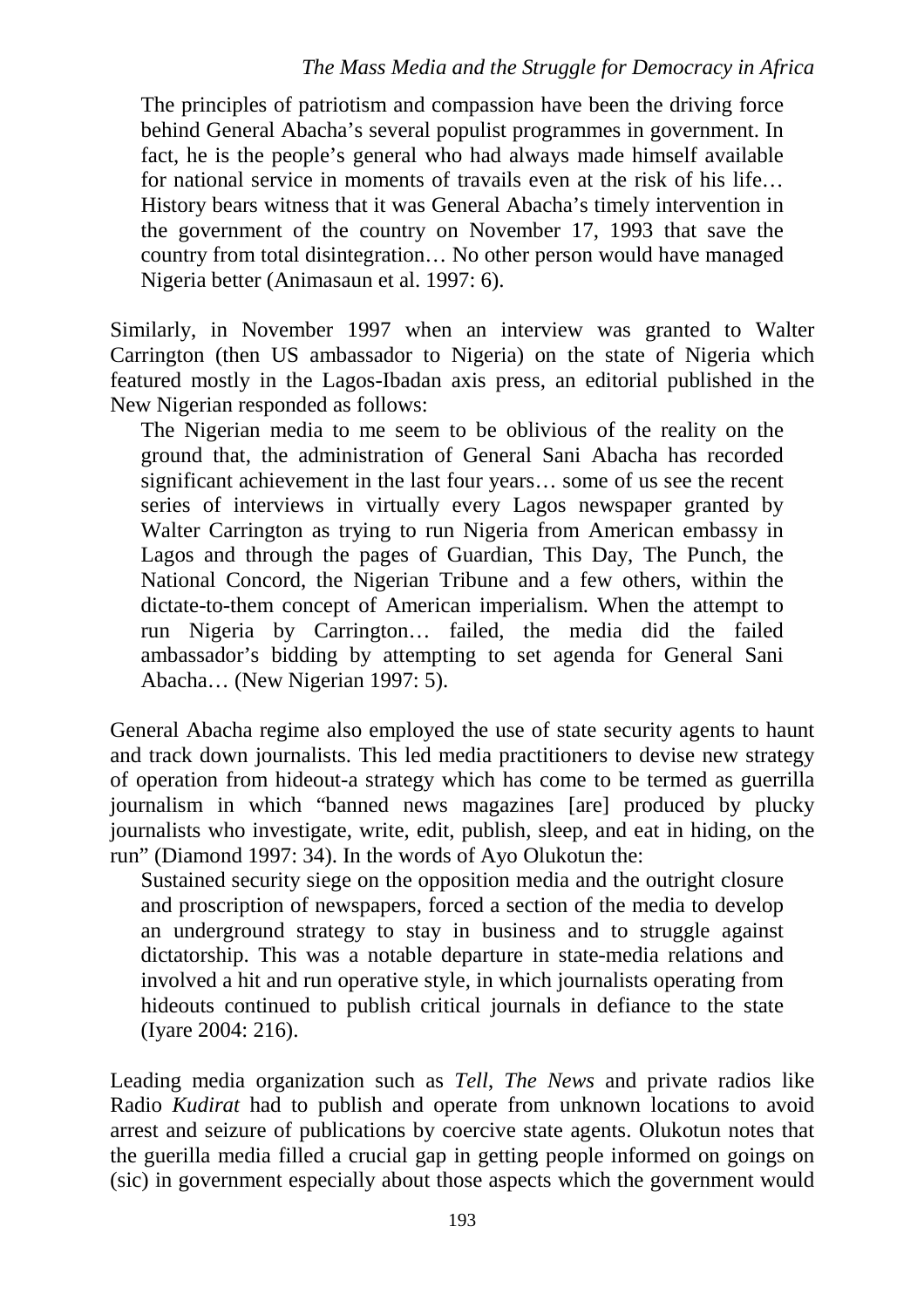> The principles of patriotism and compassion have been the driving force behind General Abacha's several populist programmes in government. In fact, he is the people's general who had always made himself available for national service in moments of travails even at the risk of his life… History bears witness that it was General Abacha's timely intervention in the government of the country on November 17, 1993 that save the country from total disintegration… No other person would have managed Nigeria better (Animasaun et al. 1997: 6).

Similarly, in November 1997 when an interview was granted to Walter Carrington (then US ambassador to Nigeria) on the state of Nigeria which featured mostly in the Lagos-Ibadan axis press, an editorial published in the New Nigerian responded as follows:

> The Nigerian media to me seem to be oblivious of the reality on the ground that, the administration of General Sani Abacha has recorded significant achievement in the last four years… some of us see the recent series of interviews in virtually every Lagos newspaper granted by Walter Carrington as trying to run Nigeria from American embassy in Lagos and through the pages of Guardian, This Day, The Punch, the National Concord, the Nigerian Tribune and a few others, within the dictate-to-them concept of American imperialism. When the attempt to run Nigeria by Carrington… failed, the media did the failed ambassador's bidding by attempting to set agenda for General Sani Abacha… (New Nigerian 1997: 5).

General Abacha regime also employed the use of state security agents to haunt and track down journalists. This led media practitioners to devise new strategy of operation from hideout-a strategy which has come to be termed as guerrilla journalism in which "banned news magazines [are] produced by plucky journalists who investigate, write, edit, publish, sleep, and eat in hiding, on the run" (Diamond 1997: 34). In the words of Ayo Olukotun the:

> Sustained security siege on the opposition media and the outright closure and proscription of newspapers, forced a section of the media to develop an underground strategy to stay in business and to struggle against dictatorship. This was a notable departure in state-media relations and involved a hit and run operative style, in which journalists operating from hideouts continued to publish critical journals in defiance to the state (Iyare 2004: 216).

Leading media organization such as *Tell*, *The News* and private radios like Radio *Kudirat* had to publish and operate from unknown locations to avoid arrest and seizure of publications by coercive state agents. Olukotun notes that the guerilla media filled a crucial gap in getting people informed on goings on (sic) in government especially about those aspects which the government would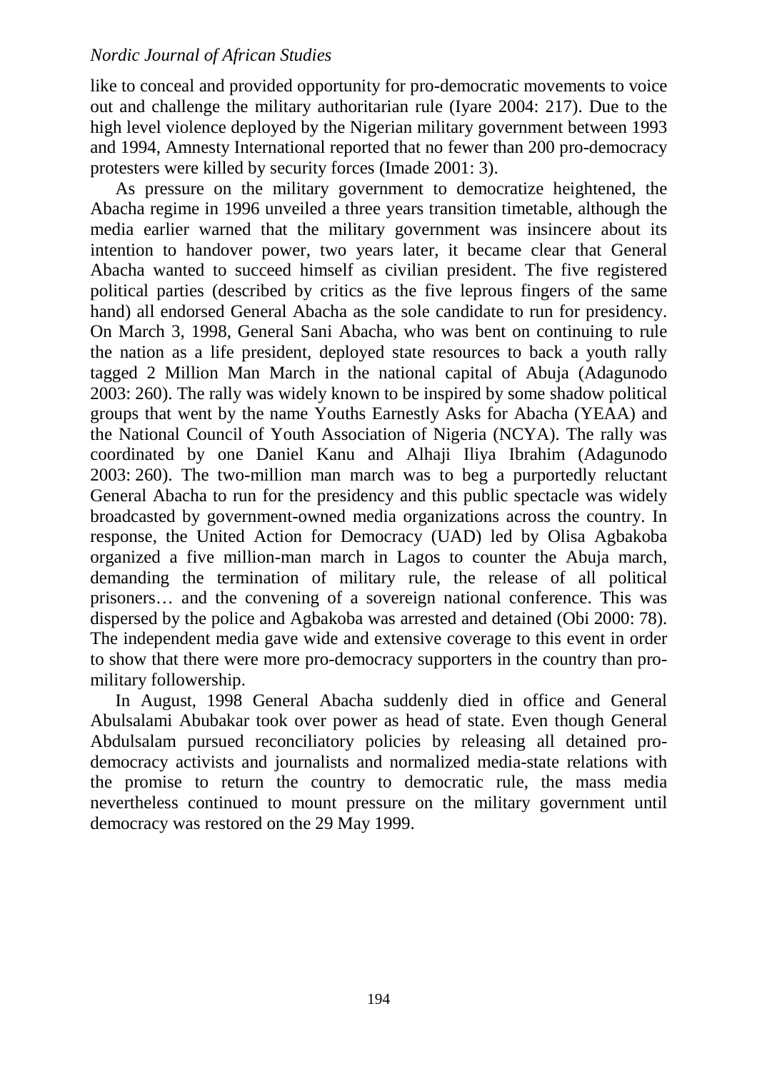like to conceal and provided opportunity for pro-democratic movements to voice out and challenge the military authoritarian rule (Iyare 2004: 217). Due to the high level violence deployed by the Nigerian military government between 1993 and 1994, Amnesty International reported that no fewer than 200 pro-democracy protesters were killed by security forces (Imade 2001: 3).

As pressure on the military government to democratize heightened, the Abacha regime in 1996 unveiled a three years transition timetable, although the media earlier warned that the military government was insincere about its intention to handover power, two years later, it became clear that General Abacha wanted to succeed himself as civilian president. The five registered political parties (described by critics as the five leprous fingers of the same hand) all endorsed General Abacha as the sole candidate to run for presidency. On March 3, 1998, General Sani Abacha, who was bent on continuing to rule the nation as a life president, deployed state resources to back a youth rally tagged 2 Million Man March in the national capital of Abuja (Adagunodo 2003: 260). The rally was widely known to be inspired by some shadow political groups that went by the name Youths Earnestly Asks for Abacha (YEAA) and the National Council of Youth Association of Nigeria (NCYA). The rally was coordinated by one Daniel Kanu and Alhaji Iliya Ibrahim (Adagunodo 2003: 260). The two-million man march was to beg a purportedly reluctant General Abacha to run for the presidency and this public spectacle was widely broadcasted by government-owned media organizations across the country. In response, the United Action for Democracy (UAD) led by Olisa Agbakoba organized a five million-man march in Lagos to counter the Abuja march, demanding the termination of military rule, the release of all political prisoners… and the convening of a sovereign national conference. This was dispersed by the police and Agbakoba was arrested and detained (Obi 2000: 78). The independent media gave wide and extensive coverage to this event in order to show that there were more pro-democracy supporters in the country than pro-military followership.

In August, 1998 General Abacha suddenly died in office and General Abulsalami Abubakar took over power as head of state. Even though General Abdulsalam pursued reconciliatory policies by releasing all detained pro-democracy activists and journalists and normalized media-state relations with the promise to return the country to democratic rule, the mass media nevertheless continued to mount pressure on the military government until democracy was restored on the 29 May 1999.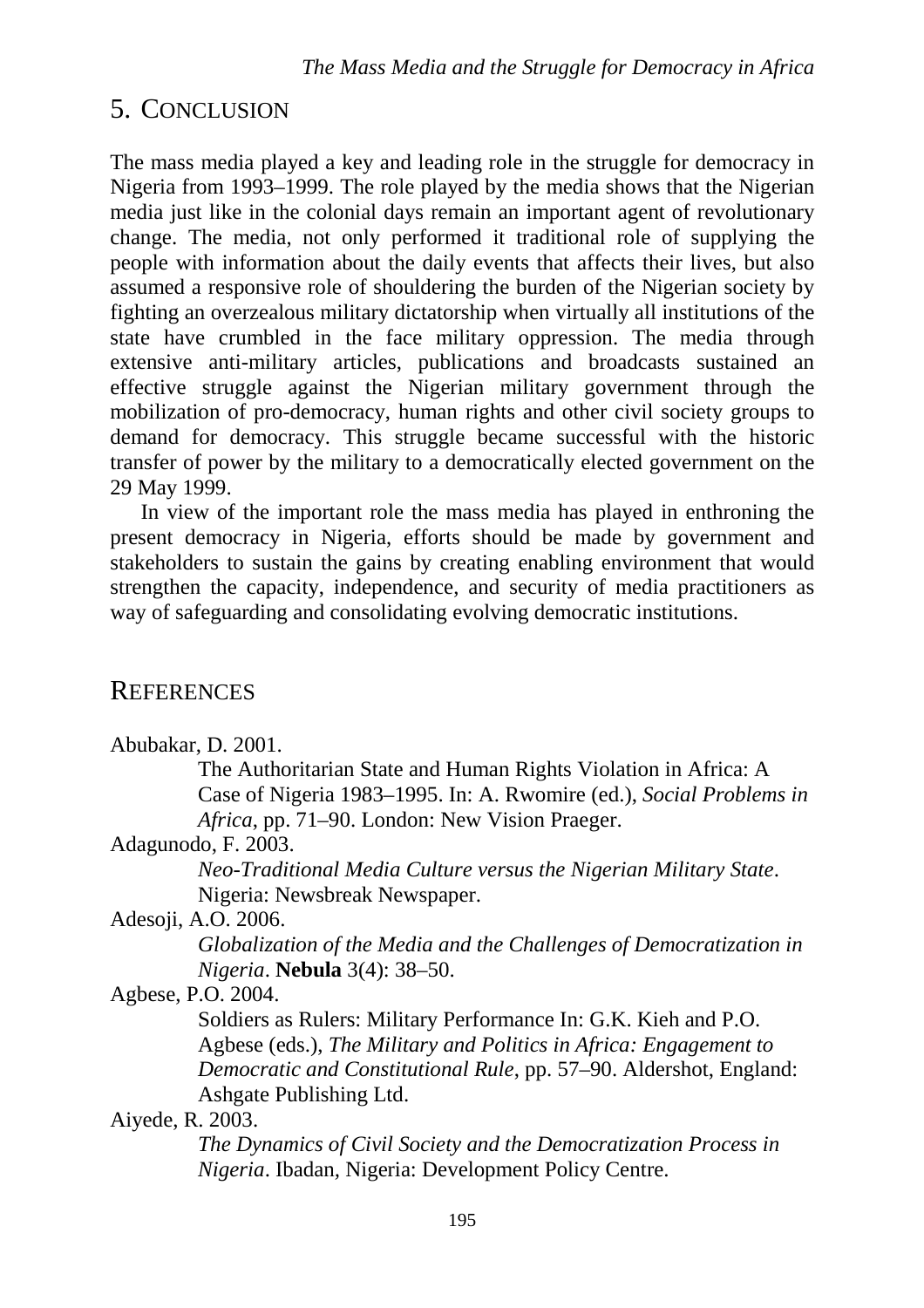## 5. Conclusion

The mass media played a key and leading role in the struggle for democracy in Nigeria from 1993–1999. The role played by the media shows that the Nigerian media just like in the colonial days remain an important agent of revolutionary change. The media, not only performed it traditional role of supplying the people with information about the daily events that affects their lives, but also assumed a responsive role of shouldering the burden of the Nigerian society by fighting an overzealous military dictatorship when virtually all institutions of the state have crumbled in the face military oppression. The media through extensive anti-military articles, publications and broadcasts sustained an effective struggle against the Nigerian military government through the mobilization of pro-democracy, human rights and other civil society groups to demand for democracy. This struggle became successful with the historic transfer of power by the military to a democratically elected government on the 29 May 1999.

In view of the important role the mass media has played in enthroning the present democracy in Nigeria, efforts should be made by government and stakeholders to sustain the gains by creating enabling environment that would strengthen the capacity, independence, and security of media practitioners as way of safeguarding and consolidating evolving democratic institutions.

## References

Abubakar, D. 2001.
The Authoritarian State and Human Rights Violation in Africa: A Case of Nigeria 1983–1995. In: A. Rwomire (ed.), *Social Problems in Africa*, pp. 71–90. London: New Vision Praeger.

Adagunodo, F. 2003.
*Neo-Traditional Media Culture versus the Nigerian Military State*. Nigeria: Newsbreak Newspaper.

Adesoji, A.O. 2006.
*Globalization of the Media and the Challenges of Democratization in Nigeria*. **Nebula** 3(4): 38–50.

Agbese, P.O. 2004.
Soldiers as Rulers: Military Performance In: G.K. Kieh and P.O. Agbese (eds.), *The Military and Politics in Africa: Engagement to Democratic and Constitutional Rule*, pp. 57–90. Aldershot, England: Ashgate Publishing Ltd.

Aiyede, R. 2003.
*The Dynamics of Civil Society and the Democratization Process in Nigeria*. Ibadan, Nigeria: Development Policy Centre.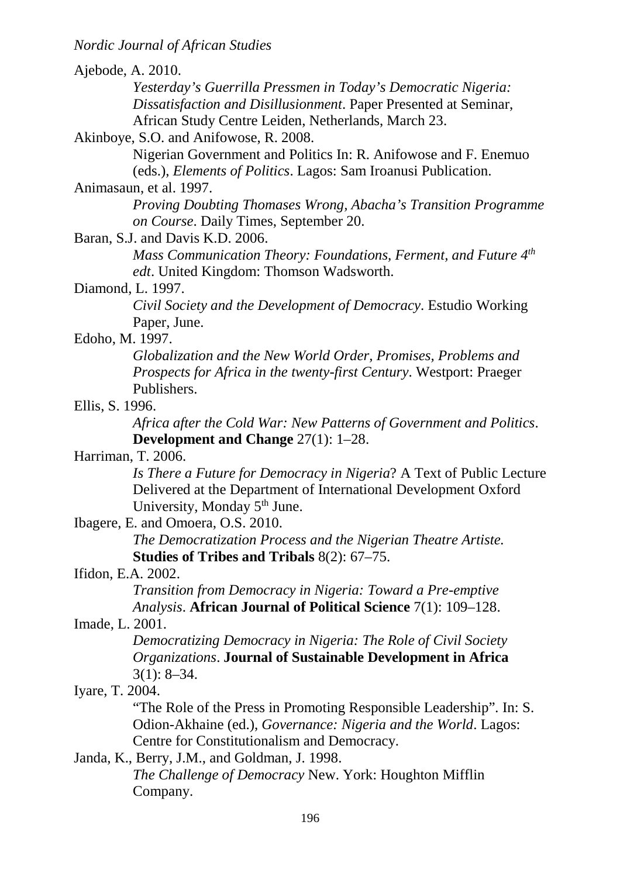Ajebode, A. 2010.
*Yesterday's Guerrilla Pressmen in Today's Democratic Nigeria: Dissatisfaction and Disillusionment*. Paper Presented at Seminar, African Study Centre Leiden, Netherlands, March 23.

Akinboye, S.O. and Anifowose, R. 2008.
Nigerian Government and Politics In: R. Anifowose and F. Enemuo (eds.), *Elements of Politics*. Lagos: Sam Iroanusi Publication.

Animasaun, et al. 1997.
*Proving Doubting Thomases Wrong, Abacha's Transition Programme on Course*. Daily Times, September 20.

Baran, S.J. and Davis K.D. 2006.
*Mass Communication Theory: Foundations, Ferment, and Future 4th edt*. United Kingdom: Thomson Wadsworth.

Diamond, L. 1997.
*Civil Society and the Development of Democracy*. Estudio Working Paper, June.

Edoho, M. 1997.
*Globalization and the New World Order, Promises, Problems and Prospects for Africa in the twenty-first Century*. Westport: Praeger Publishers.

Ellis, S. 1996.
*Africa after the Cold War: New Patterns of Government and Politics*. **Development and Change** 27(1): 1–28.

Harriman, T. 2006.
*Is There a Future for Democracy in Nigeria*? A Text of Public Lecture Delivered at the Department of International Development Oxford University, Monday 5th June.

Ibagere, E. and Omoera, O.S. 2010.
*The Democratization Process and the Nigerian Theatre Artiste.* **Studies of Tribes and Tribals** 8(2): 67–75.

Ifidon, E.A. 2002.
*Transition from Democracy in Nigeria: Toward a Pre-emptive Analysis*. **African Journal of Political Science** 7(1): 109–128.

Imade, L. 2001.
*Democratizing Democracy in Nigeria: The Role of Civil Society Organizations*. **Journal of Sustainable Development in Africa** 3(1): 8–34.

Iyare, T. 2004.
"The Role of the Press in Promoting Responsible Leadership". In: S. Odion-Akhaine (ed.), *Governance: Nigeria and the World*. Lagos: Centre for Constitutionalism and Democracy.

Janda, K., Berry, J.M., and Goldman, J. 1998.
*The Challenge of Democracy* New. York: Houghton Mifflin Company.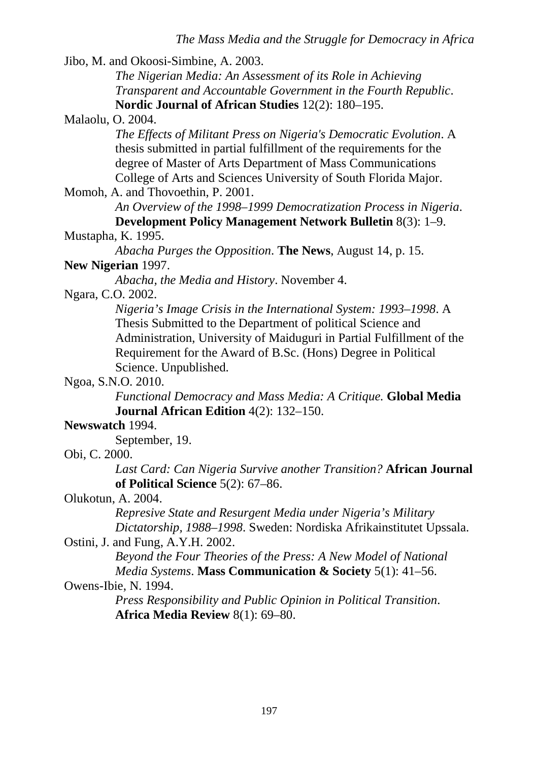Jibo, M. and Okoosi-Simbine, A. 2003.
*The Nigerian Media: An Assessment of its Role in Achieving Transparent and Accountable Government in the Fourth Republic*. **Nordic Journal of African Studies** 12(2): 180–195.

Malaolu, O. 2004.
*The Effects of Militant Press on Nigeria's Democratic Evolution*. A thesis submitted in partial fulfillment of the requirements for the degree of Master of Arts Department of Mass Communications College of Arts and Sciences University of South Florida Major.

Momoh, A. and Thovoethin, P. 2001.
*An Overview of the 1998–1999 Democratization Process in Nigeria*. **Development Policy Management Network Bulletin** 8(3): 1–9.

Mustapha, K. 1995.
*Abacha Purges the Opposition*. **The News**, August 14, p. 15.

**New Nigerian** 1997.
*Abacha, the Media and History*. November 4.

Ngara, C.O. 2002.
*Nigeria's Image Crisis in the International System: 1993–1998*. A Thesis Submitted to the Department of political Science and Administration, University of Maiduguri in Partial Fulfillment of the Requirement for the Award of B.Sc. (Hons) Degree in Political Science. Unpublished.

Ngoa, S.N.O. 2010.
*Functional Democracy and Mass Media: A Critique.* **Global Media Journal African Edition** 4(2): 132–150.

**Newswatch** 1994.
September, 19.

Obi, C. 2000.
*Last Card: Can Nigeria Survive another Transition?* **African Journal of Political Science** 5(2): 67–86.

Olukotun, A. 2004.
*Repressive State and Resurgent Media under Nigeria's Military Dictatorship, 1988–1998*. Sweden: Nordiska Afrikainstitutet Upssala.

Ostini, J. and Fung, A.Y.H. 2002.
*Beyond the Four Theories of the Press: A New Model of National Media Systems*. **Mass Communication & Society** 5(1): 41–56.

Owens-Ibie, N. 1994.
*Press Responsibility and Public Opinion in Political Transition*. **Africa Media Review** 8(1): 69–80.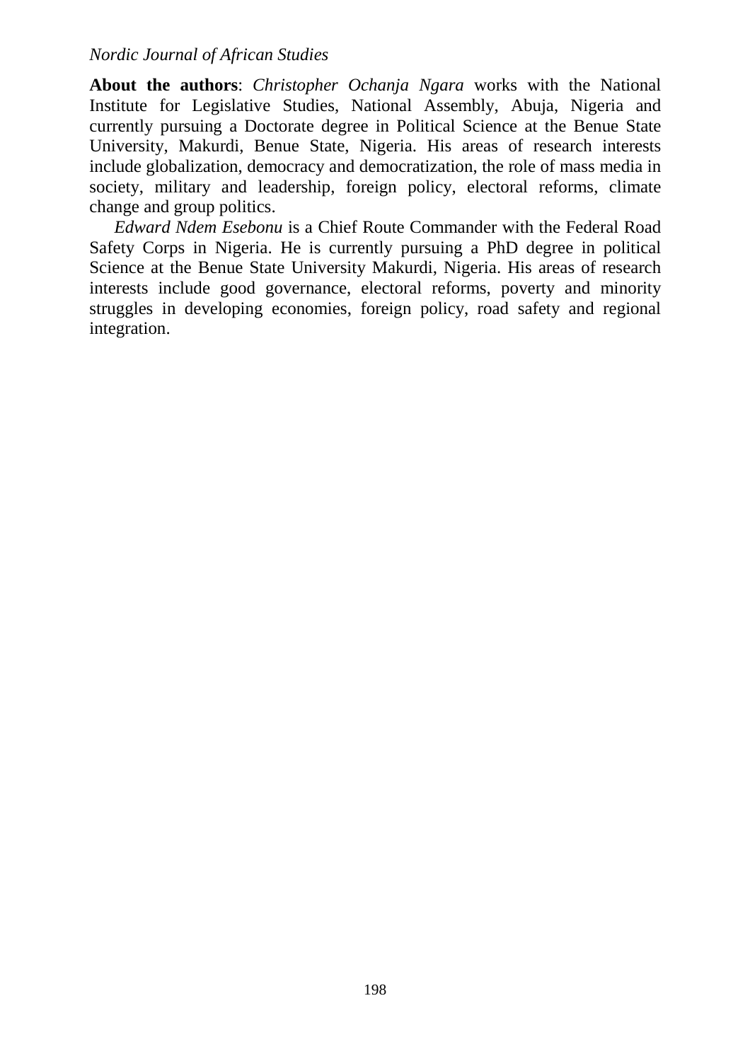**About the authors**: *Christopher Ochanja Ngara* works with the National Institute for Legislative Studies, National Assembly, Abuja, Nigeria and currently pursuing a Doctorate degree in Political Science at the Benue State University, Makurdi, Benue State, Nigeria. His areas of research interests include globalization, democracy and democratization, the role of mass media in society, military and leadership, foreign policy, electoral reforms, climate change and group politics.

*Edward Ndem Esebonu* is a Chief Route Commander with the Federal Road Safety Corps in Nigeria. He is currently pursuing a PhD degree in political Science at the Benue State University Makurdi, Nigeria. His areas of research interests include good governance, electoral reforms, poverty and minority struggles in developing economies, foreign policy, road safety and regional integration.